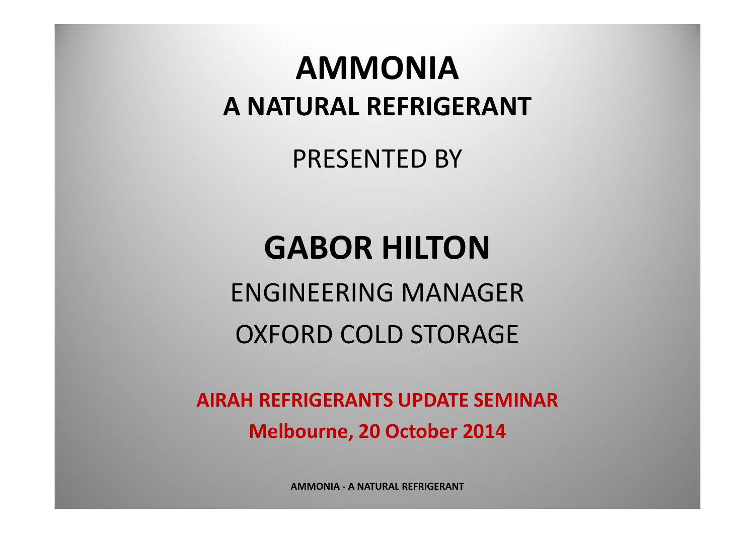# AMMONIA

## A NATURAL REFRIGERANT

PRESENTED BY

## GABOR HILTON

ENGINEERING MANAGER

OXFORD COLD STORAGE

**AIRAH REFRIGERANTS UPDATE SEMINAR**

**Melbourne, 20 October 2014**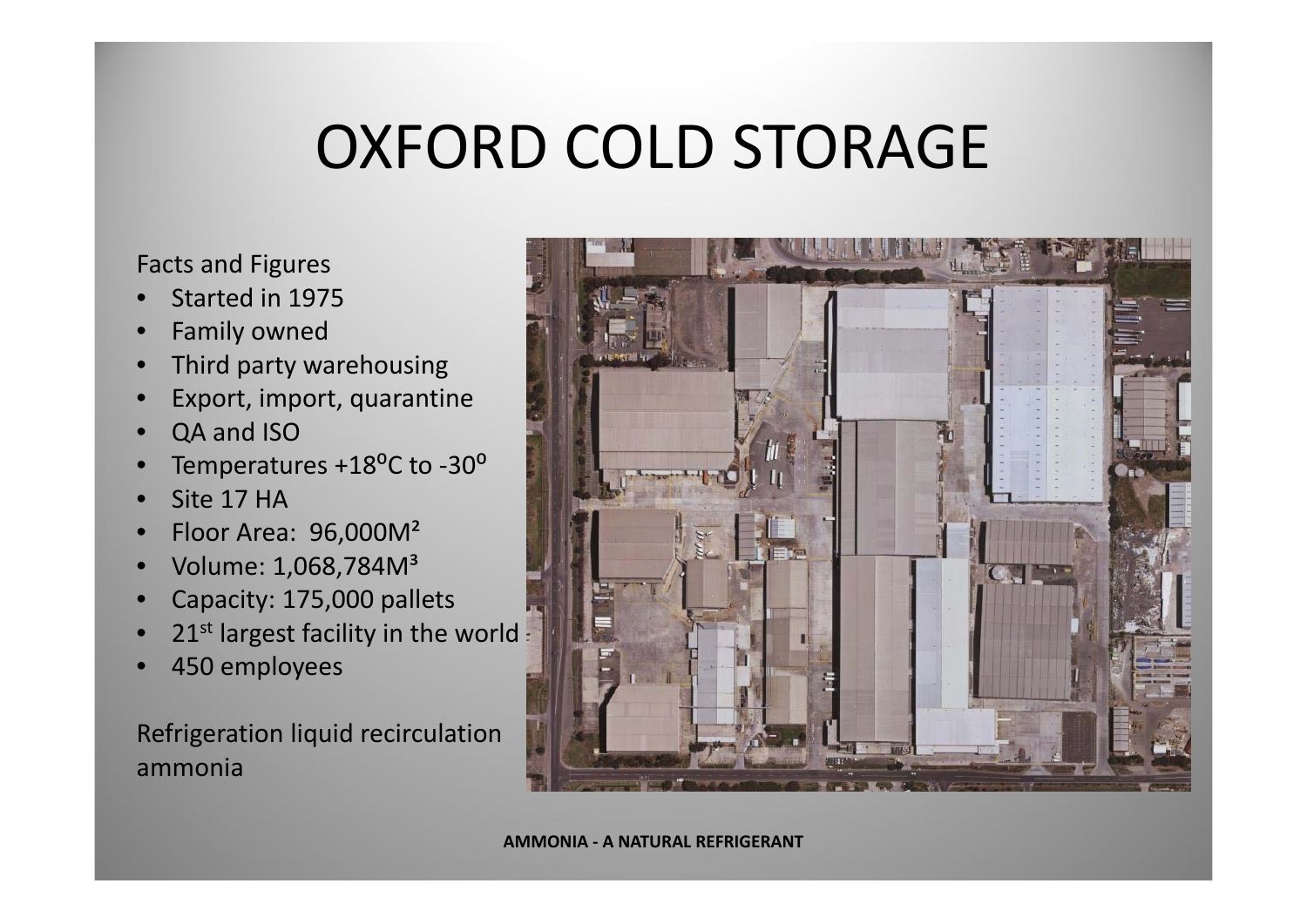# OXFORD COLD STORAGE

Facts and Figures

- Started in 1975
- Family owned
- Third party warehousing
- Export, import, quarantine
- QA and ISO
- Temperatures +18⁰C to -30⁰
- Site 17 HA
- Floor Area: 96,000M²
- Volume: 1,068,784M³
- Capacity: 175,000 pallets
- 21st largest facility in the world
- 450 employees

Refrigeration liquid recirculation ammonia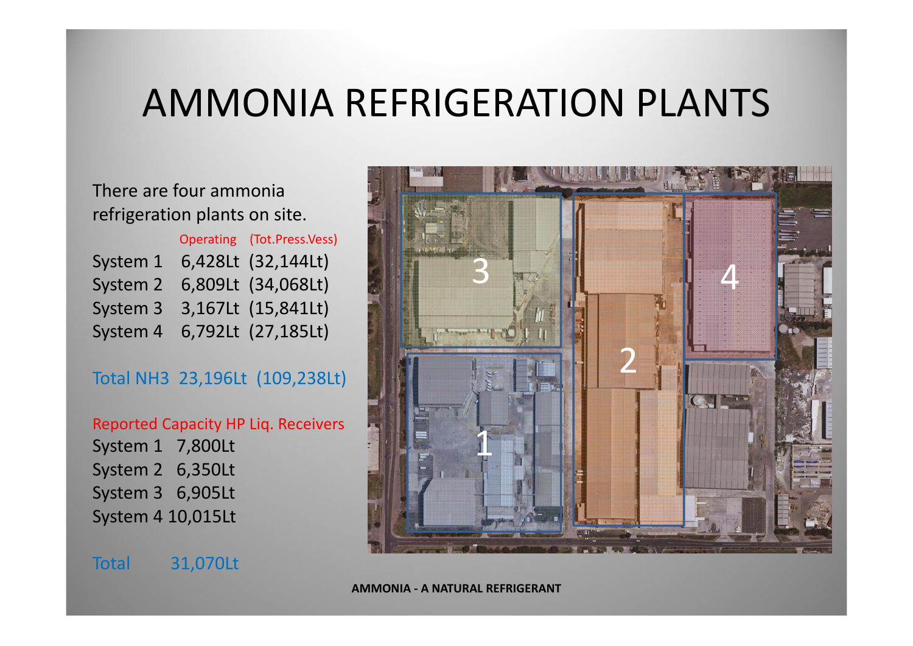# AMMONIA REFRIGERATION PLANTS

There are four ammonia refrigeration plants on site.

| | Operating | (Tot.Press.Vess) |
|---|---|---|
| System 1 | 6,428Lt | (32,144Lt) |
| System 2 | 6,809Lt | (34,068Lt) |
| System 3 | 3,167Lt | (15,841Lt) |
| System 4 | 6,792Lt | (27,185Lt) |
| Total $NH_3$ | 23,196Lt | (109,238Lt) |

Reported Capacity HP Liq. Receivers

| | |
|---|---|
| System 1 | 7,800Lt |
| System 2 | 6,350Lt |
| System 3 | 6,905Lt |
| System 4 | 10,015Lt |
| Total | 31,070Lt |

3

4

2

1

**AMMONIA - A NATURAL REFRIGERANT**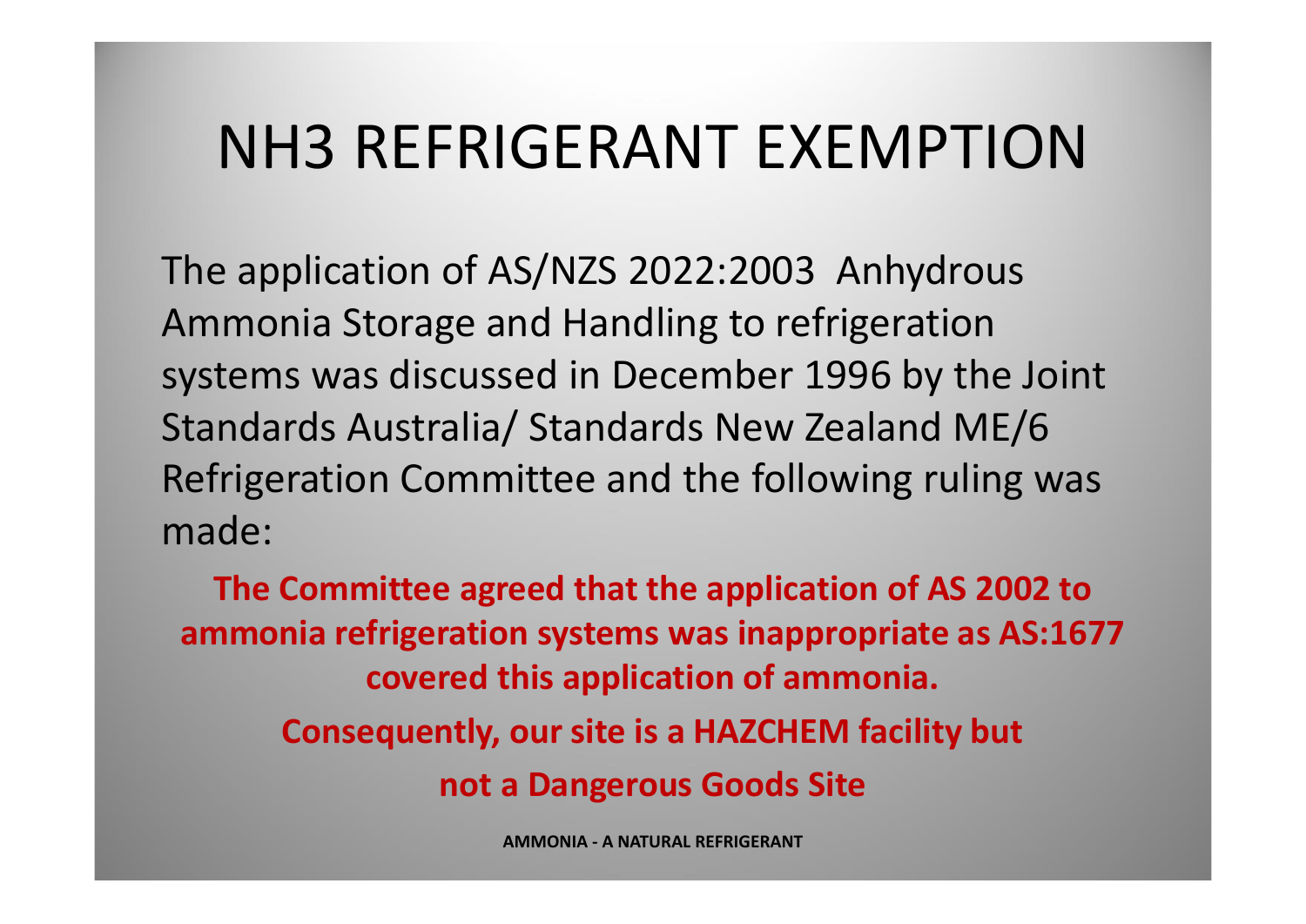# NH3 REFRIGERANT EXEMPTION

The application of AS/NZS 2022:2003 Anhydrous Ammonia Storage and Handling to refrigeration systems was discussed in December 1996 by the Joint Standards Australia/ Standards New Zealand ME/6 Refrigeration Committee and the following ruling was made:

**The Committee agreed that the application of AS 2002 to ammonia refrigeration systems was inappropriate as AS:1677 covered this application of ammonia.**

**Consequently, our site is a HAZCHEM facility but**

**not a Dangerous Goods Site**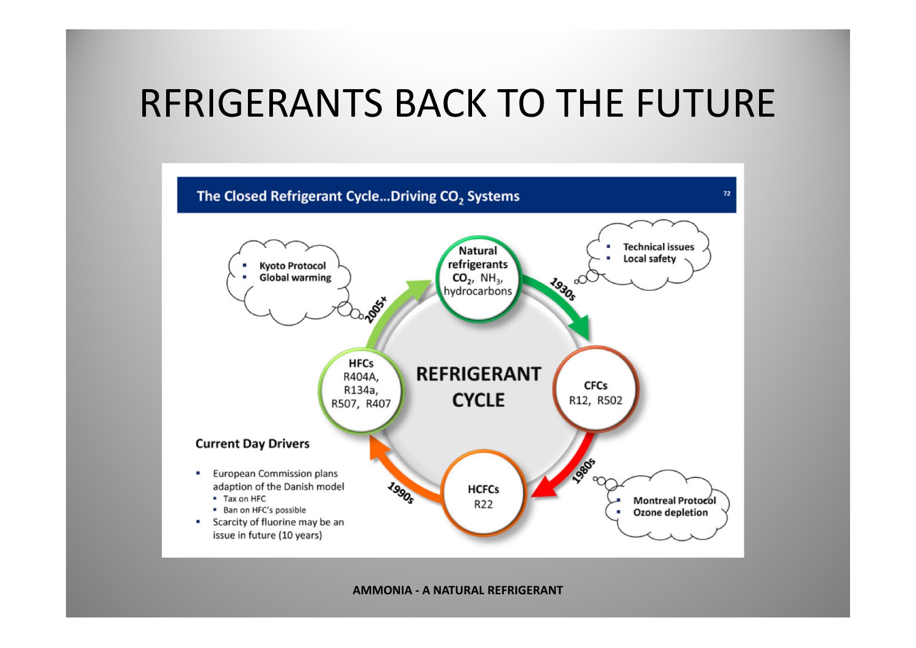# RFRIGERANTS BACK TO THE FUTURE

## The Closed Refrigerant Cycle…Driving $CO_2$ Systems

**REFRIGERANT CYCLE**

- **Natural refrigerants** $CO_2$, $NH_3$, hydrocarbons
- **1930s** → **CFCs** R12, R502
- **1980s** → **HCFCs** R22
- **1990s** → **HFCs** R404A, R134a, R507, R407
- **2005+** → **Natural refrigerants**

Drivers:

- **1930s:**
  - Technical issues
  - Local safety
- **1980s:**
  - Montreal Protocol
  - Ozone depletion
- **2005+:**
  - Kyoto Protocol
  - Global warming

**Current Day Drivers**

- European Commission plans adaption of the Danish model
  - Tax on HFC
  - Ban on HFC's possible
- Scarcity of fluorine may be an issue in future (10 years)

**AMMONIA - A NATURAL REFRIGERANT**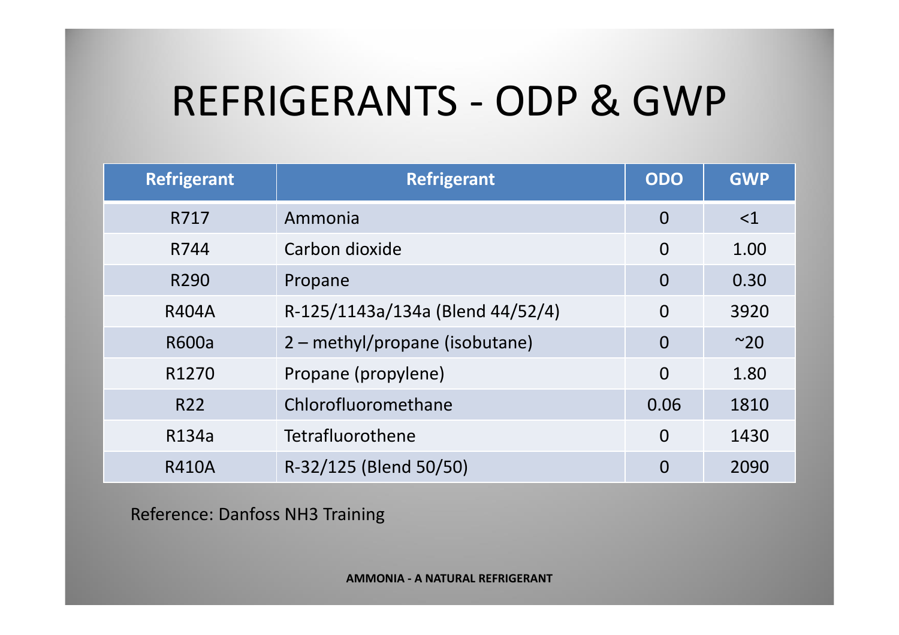# REFRIGERANTS - ODP & GWP

| Refrigerant | Refrigerant | ODO | GWP |
|---|---|---|---|
| R717 | Ammonia | 0 | <1 |
| R744 | Carbon dioxide | 0 | 1.00 |
| R290 | Propane | 0 | 0.30 |
| R404A | R-125/1143a/134a (Blend 44/52/4) | 0 | 3920 |
| R600a | 2 – methyl/propane (isobutane) | 0 | ~20 |
| R1270 | Propane (propylene) | 0 | 1.80 |
| R22 | Chlorofluoromethane | 0.06 | 1810 |
| R134a | Tetrafluorothene | 0 | 1430 |
| R410A | R-32/125 (Blend 50/50) | 0 | 2090 |

Reference: Danfoss NH3 Training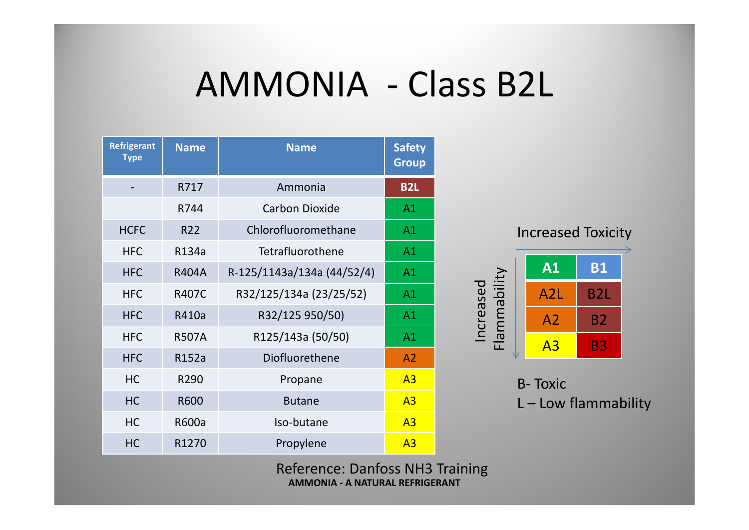# AMMONIA - Class B2L

| Refrigerant Type | Name | Name | Safety Group |
|---|---|---|---|
| - | R717 | Ammonia | **B2L** |
| | R744 | Carbon Dioxide | A1 |
| HCFC | R22 | Chlorofluoromethane | A1 |
| HFC | R134a | Tetrafluorothene | A1 |
| HFC | R404A | R-125/1143a/134a (44/52/4) | A1 |
| HFC | R407C | R32/125/134a (23/25/52) | A1 |
| HFC | R410a | R32/125 950/50) | A1 |
| HFC | R507A | R125/143a (50/50) | A1 |
| HFC | R152a | Diofluorethene | A2 |
| HC | R290 | Propane | A3 |
| HC | R600 | Butane | A3 |
| HC | R600a | Iso-butane | A3 |
| HC | R1270 | Propylene | A3 |

Increased Toxicity →

Increased Flammability ↓

| | |
|---|---|
| **A1** | **B1** |
| A2L | B2L |
| A2 | B2 |
| A3 | B3 |

B- Toxic

L – Low flammability

Reference: Danfoss NH3 Training

**AMMONIA - A NATURAL REFRIGERANT**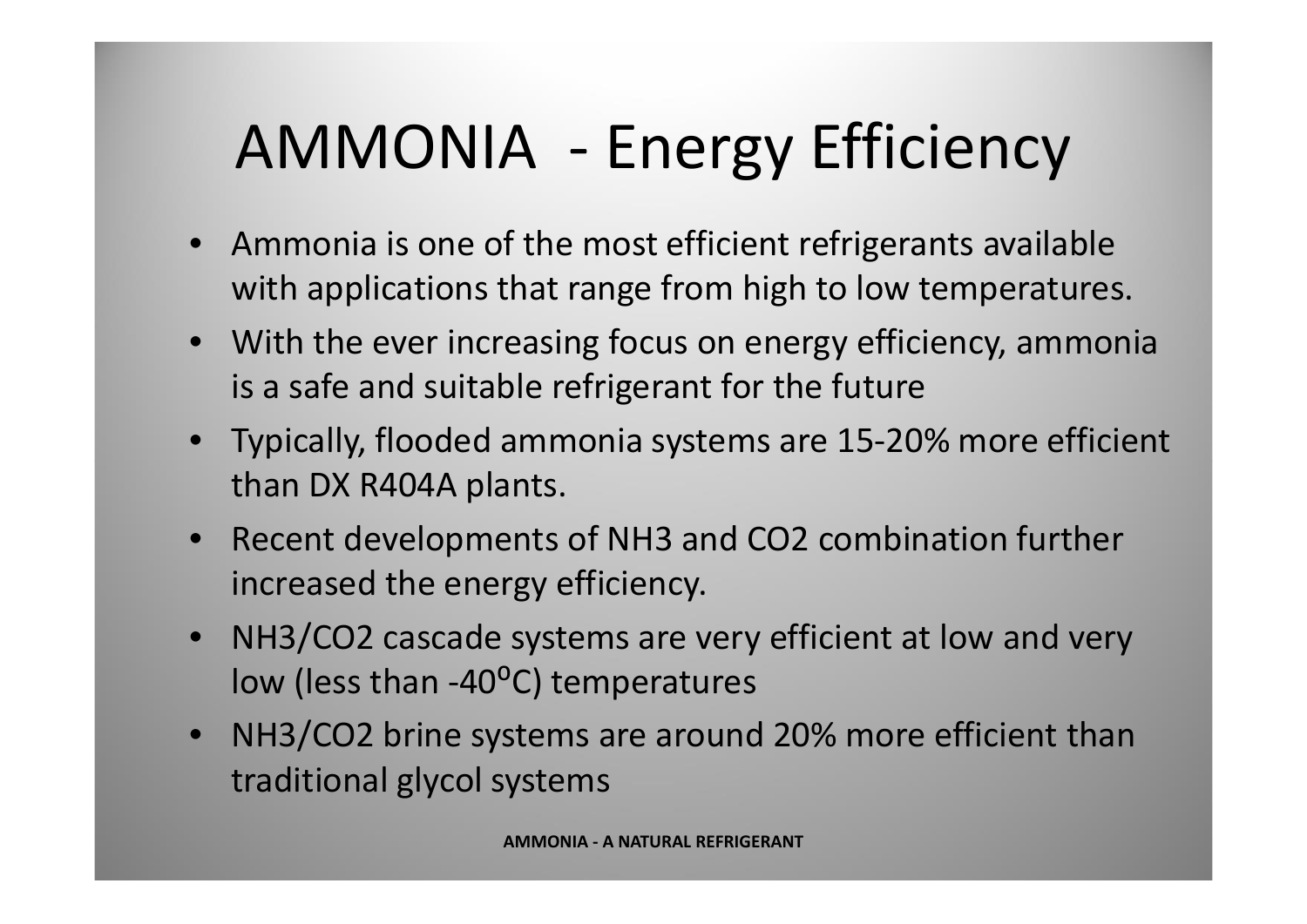# AMMONIA - Energy Efficiency

- Ammonia is one of the most efficient refrigerants available with applications that range from high to low temperatures.
- With the ever increasing focus on energy efficiency, ammonia is a safe and suitable refrigerant for the future
- Typically, flooded ammonia systems are 15-20% more efficient than DX R404A plants.
- Recent developments of $NH_3$ and $CO_2$ combination further increased the energy efficiency.
- $NH_3/CO_2$ cascade systems are very efficient at low and very low (less than -40ºC) temperatures
- $NH_3/CO_2$ brine systems are around 20% more efficient than traditional glycol systems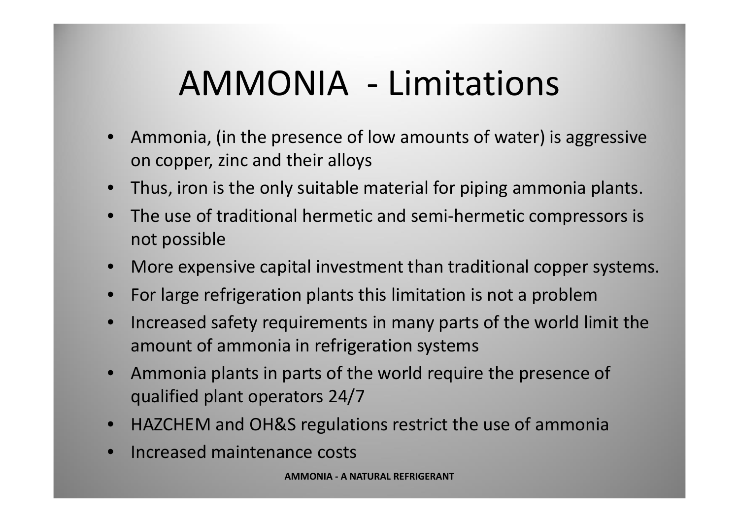# AMMONIA - Limitations

- Ammonia, (in the presence of low amounts of water) is aggressive on copper, zinc and their alloys
- Thus, iron is the only suitable material for piping ammonia plants.
- The use of traditional hermetic and semi-hermetic compressors is not possible
- More expensive capital investment than traditional copper systems.
- For large refrigeration plants this limitation is not a problem
- Increased safety requirements in many parts of the world limit the amount of ammonia in refrigeration systems
- Ammonia plants in parts of the world require the presence of qualified plant operators 24/7
- HAZCHEM and OH&S regulations restrict the use of ammonia
- Increased maintenance costs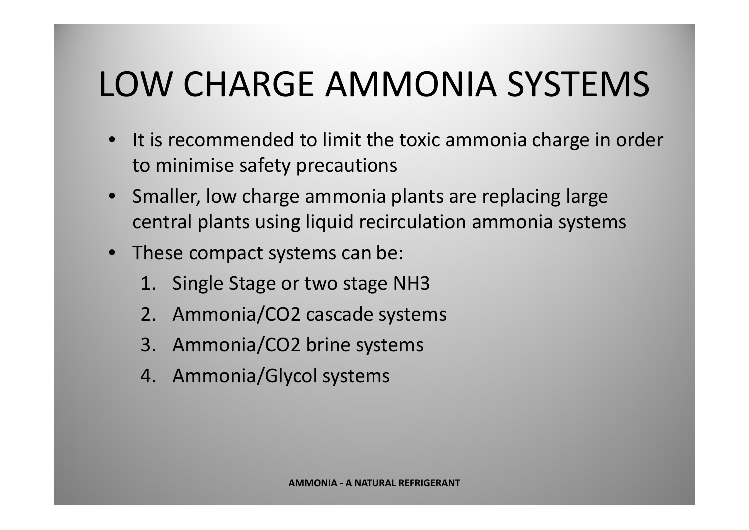# LOW CHARGE AMMONIA SYSTEMS

- It is recommended to limit the toxic ammonia charge in order to minimise safety precautions
- Smaller, low charge ammonia plants are replacing large central plants using liquid recirculation ammonia systems
- These compact systems can be:
  1. Single Stage or two stage $NH_3$
  2. Ammonia/$CO_2$ cascade systems
  3. Ammonia/$CO_2$ brine systems
  4. Ammonia/Glycol systems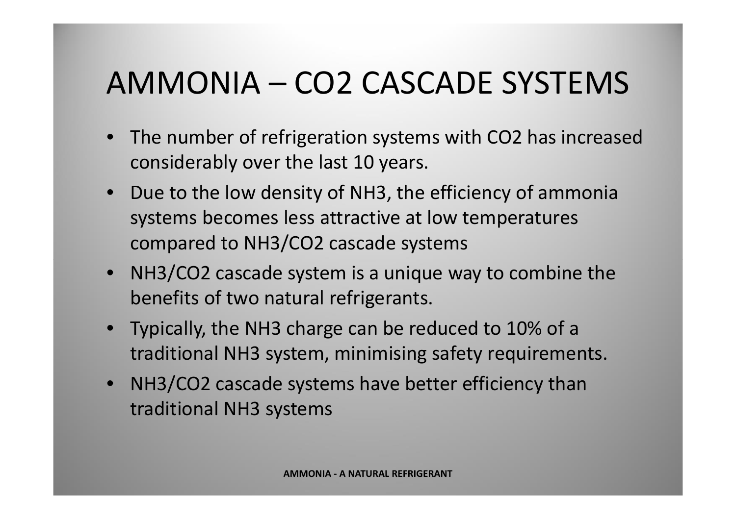# AMMONIA – $CO_2$ CASCADE SYSTEMS

- The number of refrigeration systems with $CO_2$ has increased considerably over the last 10 years.
- Due to the low density of $NH_3$, the efficiency of ammonia systems becomes less attractive at low temperatures compared to $NH_3/CO_2$ cascade systems
- $NH_3/CO_2$ cascade system is a unique way to combine the benefits of two natural refrigerants.
- Typically, the $NH_3$ charge can be reduced to 10% of a traditional $NH_3$ system, minimising safety requirements.
- $NH_3/CO_2$ cascade systems have better efficiency than traditional $NH_3$ systems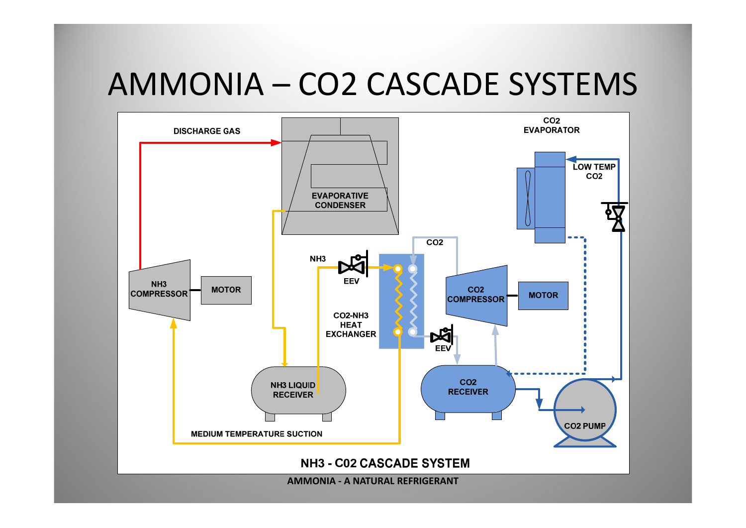# AMMONIA – CO2 CASCADE SYSTEMS

DISCHARGE GAS

EVAPORATIVE CONDENSER

CO2 EVAPORATOR

LOW TEMP CO2

NH3 COMPRESSOR

MOTOR

NH3

EEV

CO2

CO2-NH3 HEAT EXCHANGER

CO2 COMPRESSOR

MOTOR

EEV

NH3 LIQUID RECEIVER

CO2 RECEIVER

CO2 PUMP

MEDIUM TEMPERATURE SUCTION

**NH3 - C02 CASCADE SYSTEM**

**AMMONIA - A NATURAL REFRIGERANT**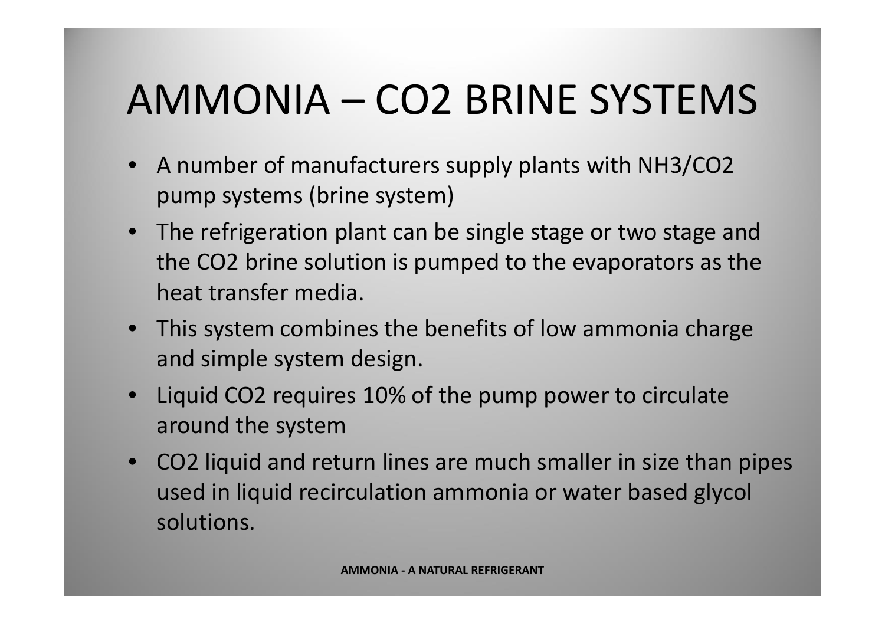# AMMONIA – $CO_2$ BRINE SYSTEMS

- A number of manufacturers supply plants with $NH_3$/$CO_2$ pump systems (brine system)
- The refrigeration plant can be single stage or two stage and the $CO_2$ brine solution is pumped to the evaporators as the heat transfer media.
- This system combines the benefits of low ammonia charge and simple system design.
- Liquid $CO_2$ requires 10% of the pump power to circulate around the system
- $CO_2$ liquid and return lines are much smaller in size than pipes used in liquid recirculation ammonia or water based glycol solutions.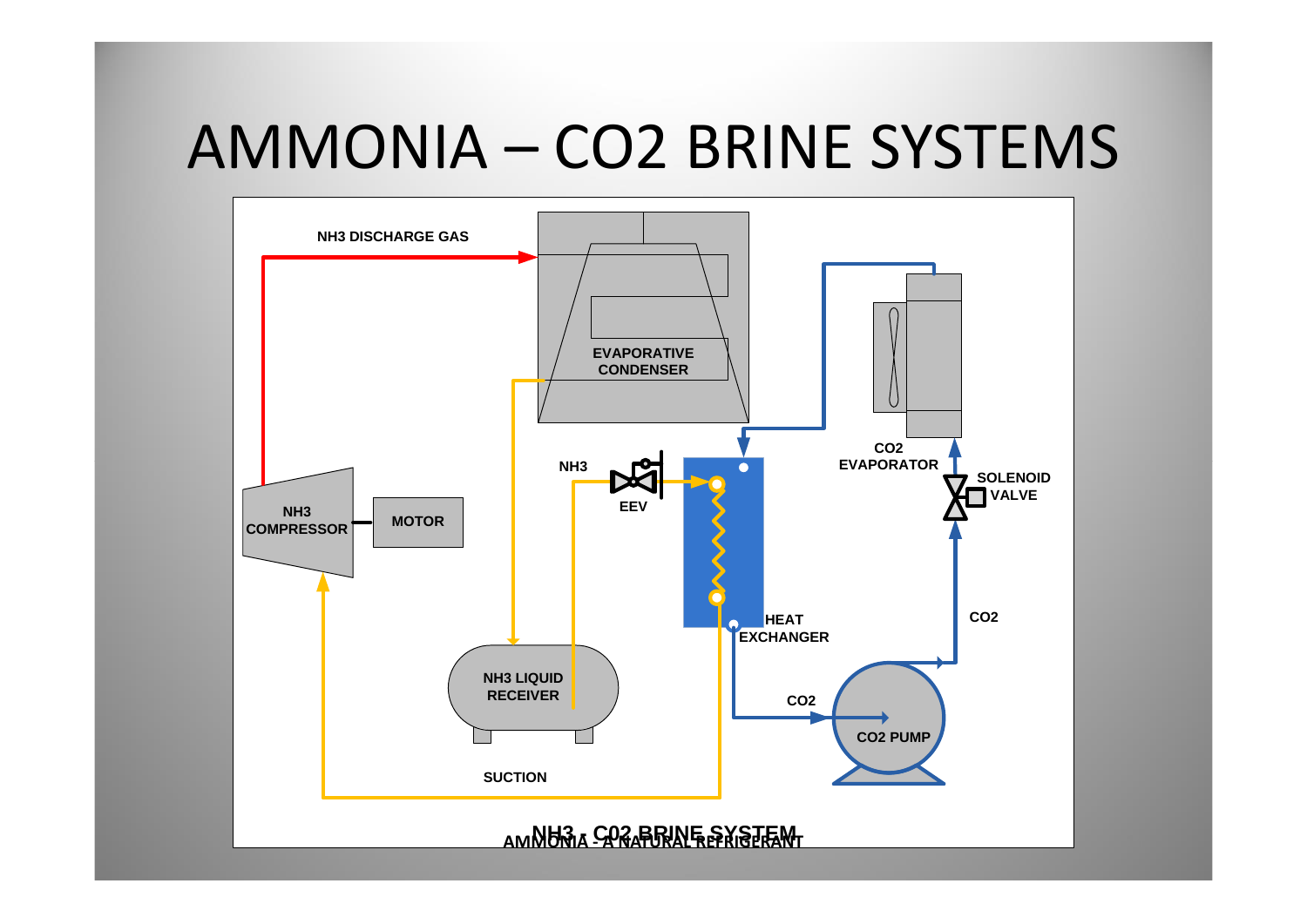# AMMONIA – CO2 BRINE SYSTEMS

NH3 DISCHARGE GAS

EVAPORATIVE CONDENSER

CO2 EVAPORATOR

NH3

EEV

SOLENOID VALVE

NH3 COMPRESSOR

MOTOR

HEAT EXCHANGER

CO2

NH3 LIQUID RECEIVER

CO2

CO2 PUMP

SUCTION

NH3 - C02 BRINE SYSTEM

AMMONIA - A NATURAL REFRIGERANT